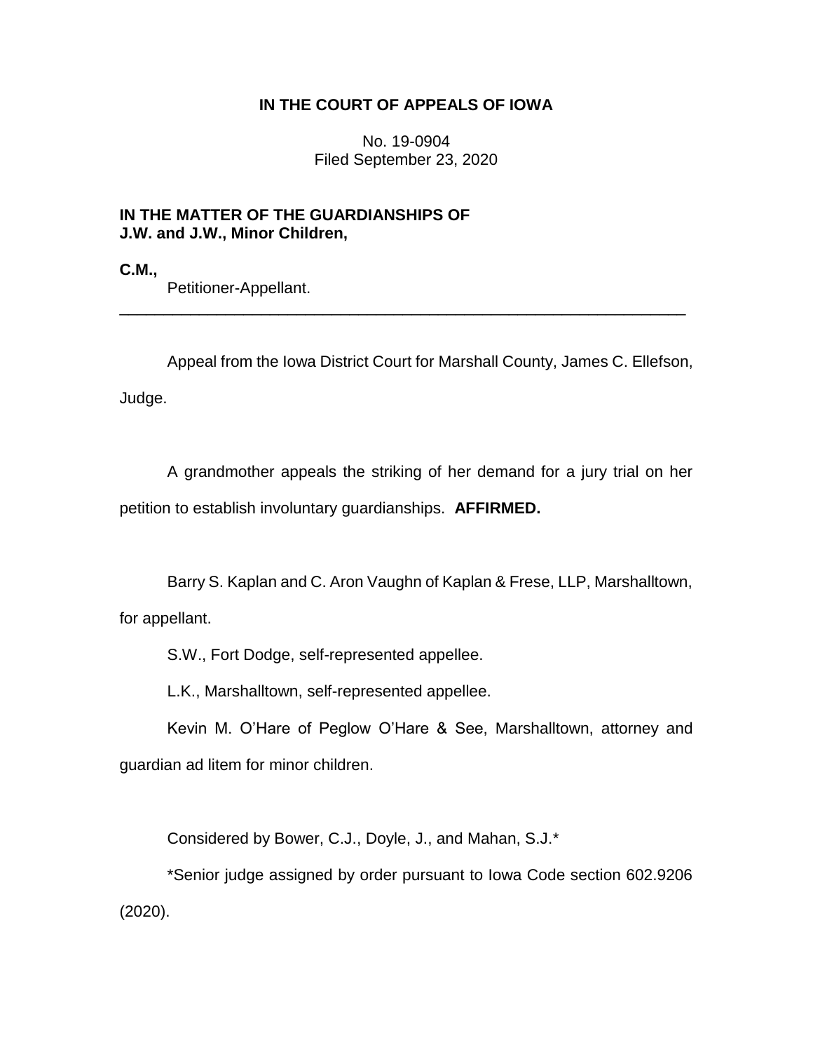**IN THE COURT OF APPEALS OF IOWA**

No. 19-0904
Filed September 23, 2020

**IN THE MATTER OF THE GUARDIANSHIPS OF J.W. and J.W., Minor Children,**

**C.M.,**
Petitioner-Appellant.

---

Appeal from the Iowa District Court for Marshall County, James C. Ellefson, Judge.

A grandmother appeals the striking of her demand for a jury trial on her petition to establish involuntary guardianships. **AFFIRMED.**

Barry S. Kaplan and C. Aron Vaughn of Kaplan & Frese, LLP, Marshalltown, for appellant.

S.W., Fort Dodge, self-represented appellee.

L.K., Marshalltown, self-represented appellee.

Kevin M. O'Hare of Peglow O'Hare & See, Marshalltown, attorney and guardian ad litem for minor children.

Considered by Bower, C.J., Doyle, J., and Mahan, S.J.*

*Senior judge assigned by order pursuant to Iowa Code section 602.9206 (2020).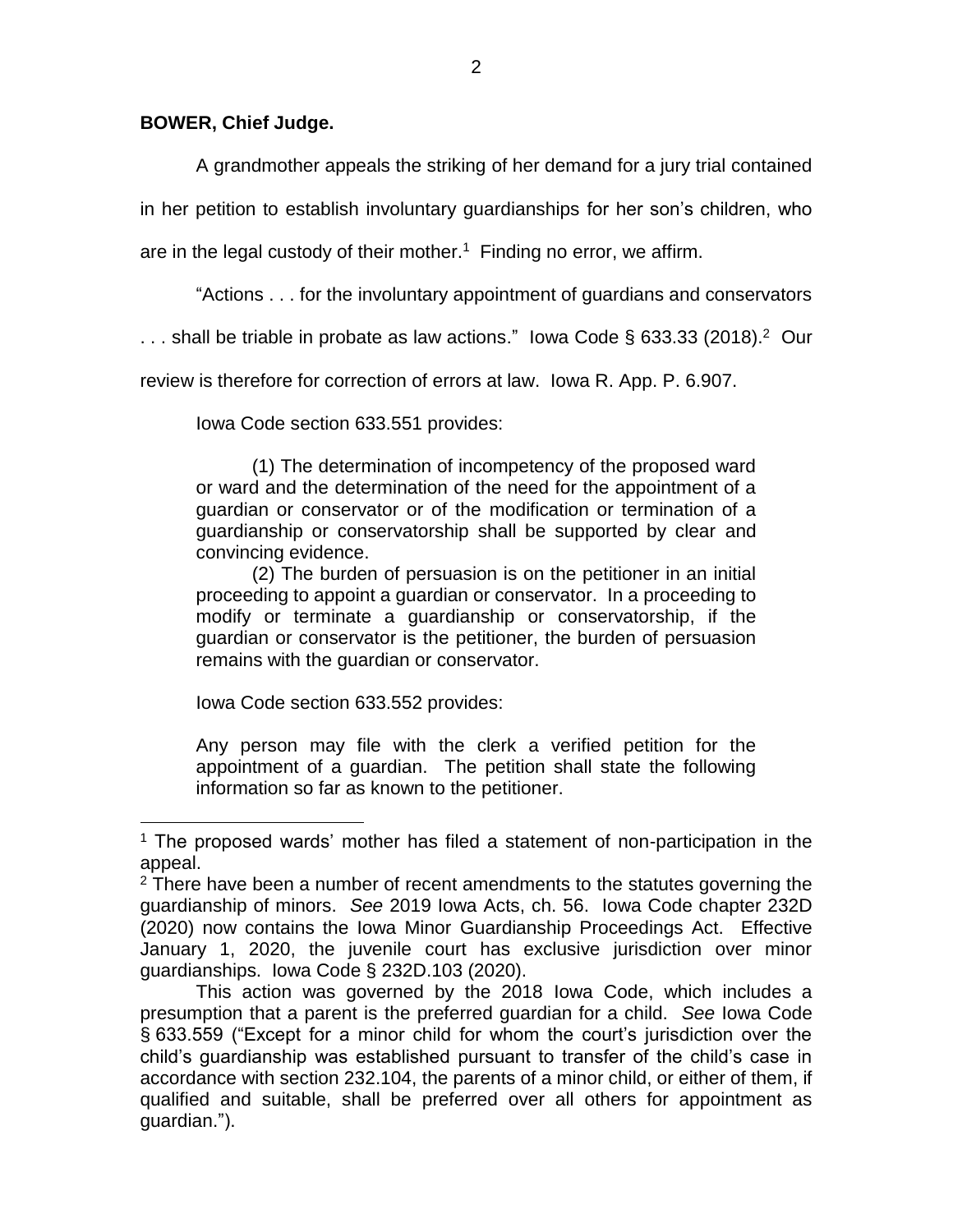**BOWER, Chief Judge.**

A grandmother appeals the striking of her demand for a jury trial contained in her petition to establish involuntary guardianships for her son's children, who are in the legal custody of their mother.[1] Finding no error, we affirm.

"Actions . . . for the involuntary appointment of guardians and conservators . . . shall be triable in probate as law actions." Iowa Code § 633.33 (2018).[2] Our review is therefore for correction of errors at law. Iowa R. App. P. 6.907.

Iowa Code section 633.551 provides:

> (1) The determination of incompetency of the proposed ward or ward and the determination of the need for the appointment of a guardian or conservator or of the modification or termination of a guardianship or conservatorship shall be supported by clear and convincing evidence.
>
> (2) The burden of persuasion is on the petitioner in an initial proceeding to appoint a guardian or conservator. In a proceeding to modify or terminate a guardianship or conservatorship, if the guardian or conservator is the petitioner, the burden of persuasion remains with the guardian or conservator.

Iowa Code section 633.552 provides:

> Any person may file with the clerk a verified petition for the appointment of a guardian. The petition shall state the following information so far as known to the petitioner.

---

[1] The proposed wards' mother has filed a statement of non-participation in the appeal.

[2] There have been a number of recent amendments to the statutes governing the guardianship of minors. *See* 2019 Iowa Acts, ch. 56. Iowa Code chapter 232D (2020) now contains the Iowa Minor Guardianship Proceedings Act. Effective January 1, 2020, the juvenile court has exclusive jurisdiction over minor guardianships. Iowa Code § 232D.103 (2020).

This action was governed by the 2018 Iowa Code, which includes a presumption that a parent is the preferred guardian for a child. *See* Iowa Code § 633.559 ("Except for a minor child for whom the court's jurisdiction over the child's guardianship was established pursuant to transfer of the child's case in accordance with section 232.104, the parents of a minor child, or either of them, if qualified and suitable, shall be preferred over all others for appointment as guardian.").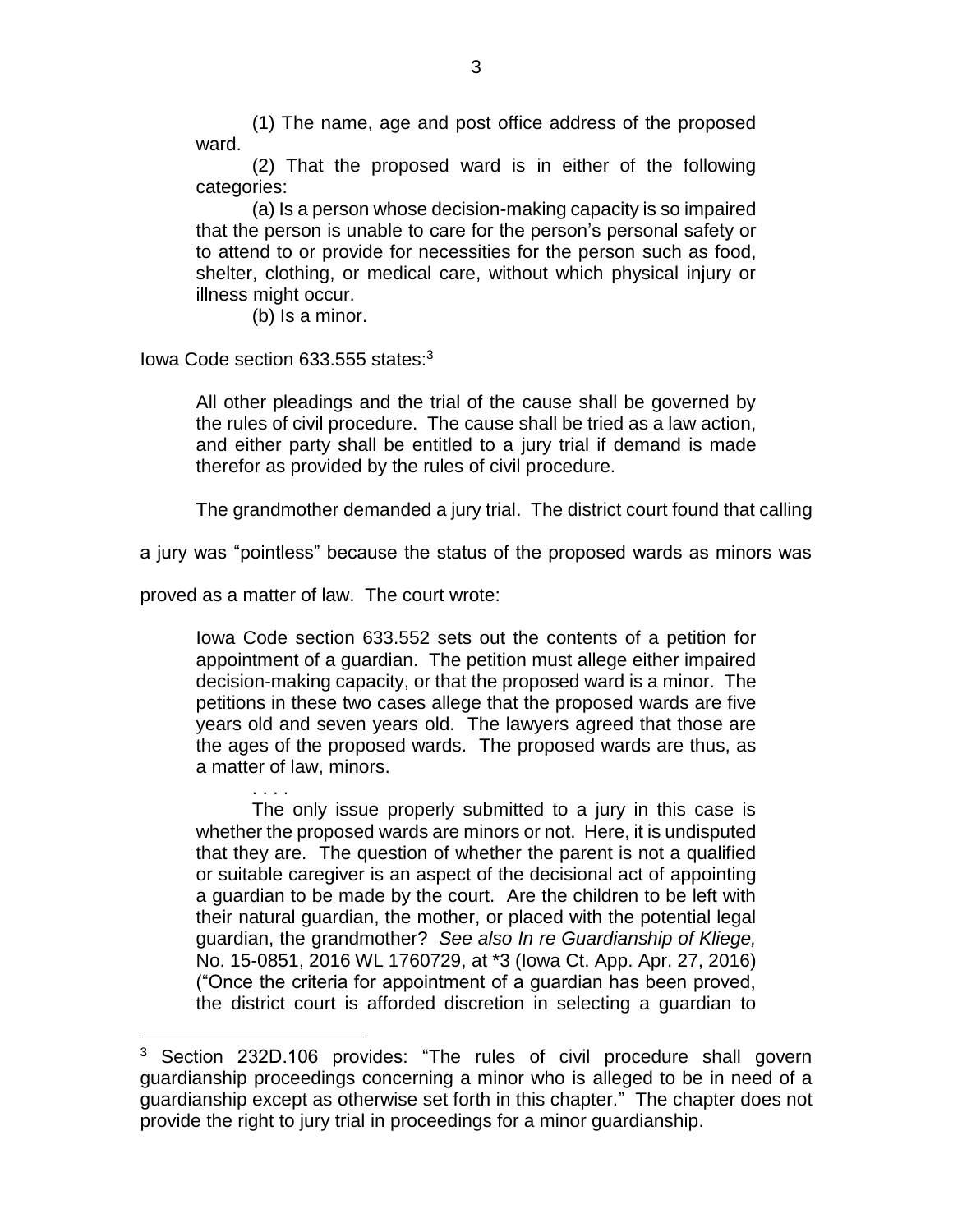> (1) The name, age and post office address of the proposed ward.
>
> (2) That the proposed ward is in either of the following categories:
>
> (a) Is a person whose decision-making capacity is so impaired that the person is unable to care for the person's personal safety or to attend to or provide for necessities for the person such as food, shelter, clothing, or medical care, without which physical injury or illness might occur.
>
> (b) Is a minor.

Iowa Code section 633.555 states:[3]

> All other pleadings and the trial of the cause shall be governed by the rules of civil procedure. The cause shall be tried as a law action, and either party shall be entitled to a jury trial if demand is made therefor as provided by the rules of civil procedure.

The grandmother demanded a jury trial. The district court found that calling a jury was "pointless" because the status of the proposed wards as minors was proved as a matter of law. The court wrote:

> Iowa Code section 633.552 sets out the contents of a petition for appointment of a guardian. The petition must allege either impaired decision-making capacity, or that the proposed ward is a minor. The petitions in these two cases allege that the proposed wards are five years old and seven years old. The lawyers agreed that those are the ages of the proposed wards. The proposed wards are thus, as a matter of law, minors.
>
> . . . .
>
> The only issue properly submitted to a jury in this case is whether the proposed wards are minors or not. Here, it is undisputed that they are. The question of whether the parent is not a qualified or suitable caregiver is an aspect of the decisional act of appointing a guardian to be made by the court. Are the children to be left with their natural guardian, the mother, or placed with the potential legal guardian, the grandmother? *See also In re Guardianship of Kliege,* No. 15-0851, 2016 WL 1760729, at *3 (Iowa Ct. App. Apr. 27, 2016) ("Once the criteria for appointment of a guardian has been proved, the district court is afforded discretion in selecting a guardian to

---

[3] Section 232D.106 provides: "The rules of civil procedure shall govern guardianship proceedings concerning a minor who is alleged to be in need of a guardianship except as otherwise set forth in this chapter." The chapter does not provide the right to jury trial in proceedings for a minor guardianship.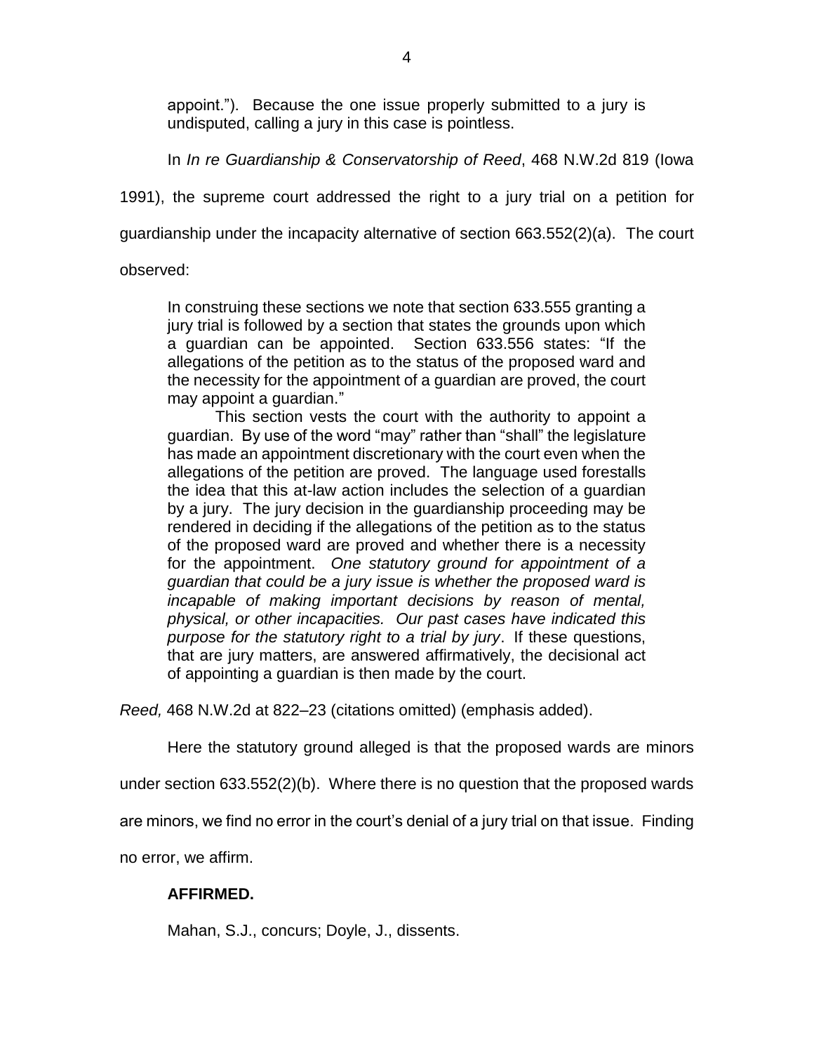> appoint."). Because the one issue properly submitted to a jury is undisputed, calling a jury in this case is pointless.

In *In re Guardianship & Conservatorship of Reed*, 468 N.W.2d 819 (Iowa 1991), the supreme court addressed the right to a jury trial on a petition for guardianship under the incapacity alternative of section 663.552(2)(a). The court observed:

> In construing these sections we note that section 633.555 granting a jury trial is followed by a section that states the grounds upon which a guardian can be appointed. Section 633.556 states: "If the allegations of the petition as to the status of the proposed ward and the necessity for the appointment of a guardian are proved, the court may appoint a guardian."
>
> This section vests the court with the authority to appoint a guardian. By use of the word "may" rather than "shall" the legislature has made an appointment discretionary with the court even when the allegations of the petition are proved. The language used forestalls the idea that this at-law action includes the selection of a guardian by a jury. The jury decision in the guardianship proceeding may be rendered in deciding if the allegations of the petition as to the status of the proposed ward are proved and whether there is a necessity for the appointment. *One statutory ground for appointment of a guardian that could be a jury issue is whether the proposed ward is incapable of making important decisions by reason of mental, physical, or other incapacities. Our past cases have indicated this purpose for the statutory right to a trial by jury*. If these questions, that are jury matters, are answered affirmatively, the decisional act of appointing a guardian is then made by the court.

*Reed,* 468 N.W.2d at 822–23 (citations omitted) (emphasis added).

Here the statutory ground alleged is that the proposed wards are minors under section 633.552(2)(b). Where there is no question that the proposed wards are minors, we find no error in the court's denial of a jury trial on that issue. Finding no error, we affirm.

**AFFIRMED.**

Mahan, S.J., concurs; Doyle, J., dissents.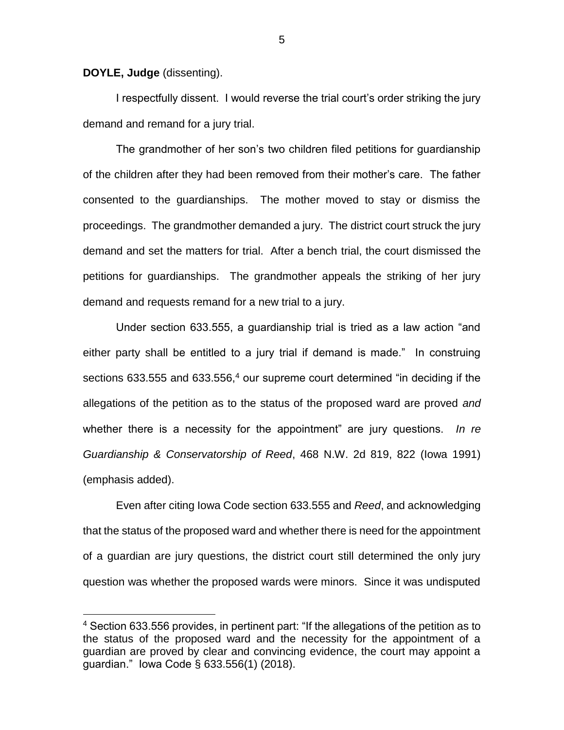**DOYLE, Judge** (dissenting).

I respectfully dissent. I would reverse the trial court's order striking the jury demand and remand for a jury trial.

The grandmother of her son's two children filed petitions for guardianship of the children after they had been removed from their mother's care. The father consented to the guardianships. The mother moved to stay or dismiss the proceedings. The grandmother demanded a jury. The district court struck the jury demand and set the matters for trial. After a bench trial, the court dismissed the petitions for guardianships. The grandmother appeals the striking of her jury demand and requests remand for a new trial to a jury.

Under section 633.555, a guardianship trial is tried as a law action "and either party shall be entitled to a jury trial if demand is made." In construing sections 633.555 and 633.556,[4] our supreme court determined "in deciding if the allegations of the petition as to the status of the proposed ward are proved *and* whether there is a necessity for the appointment" are jury questions. *In re Guardianship & Conservatorship of Reed*, 468 N.W. 2d 819, 822 (Iowa 1991) (emphasis added).

Even after citing Iowa Code section 633.555 and *Reed*, and acknowledging that the status of the proposed ward and whether there is need for the appointment of a guardian are jury questions, the district court still determined the only jury question was whether the proposed wards were minors. Since it was undisputed

[4] Section 633.556 provides, in pertinent part: "If the allegations of the petition as to the status of the proposed ward and the necessity for the appointment of a guardian are proved by clear and convincing evidence, the court may appoint a guardian." Iowa Code § 633.556(1) (2018).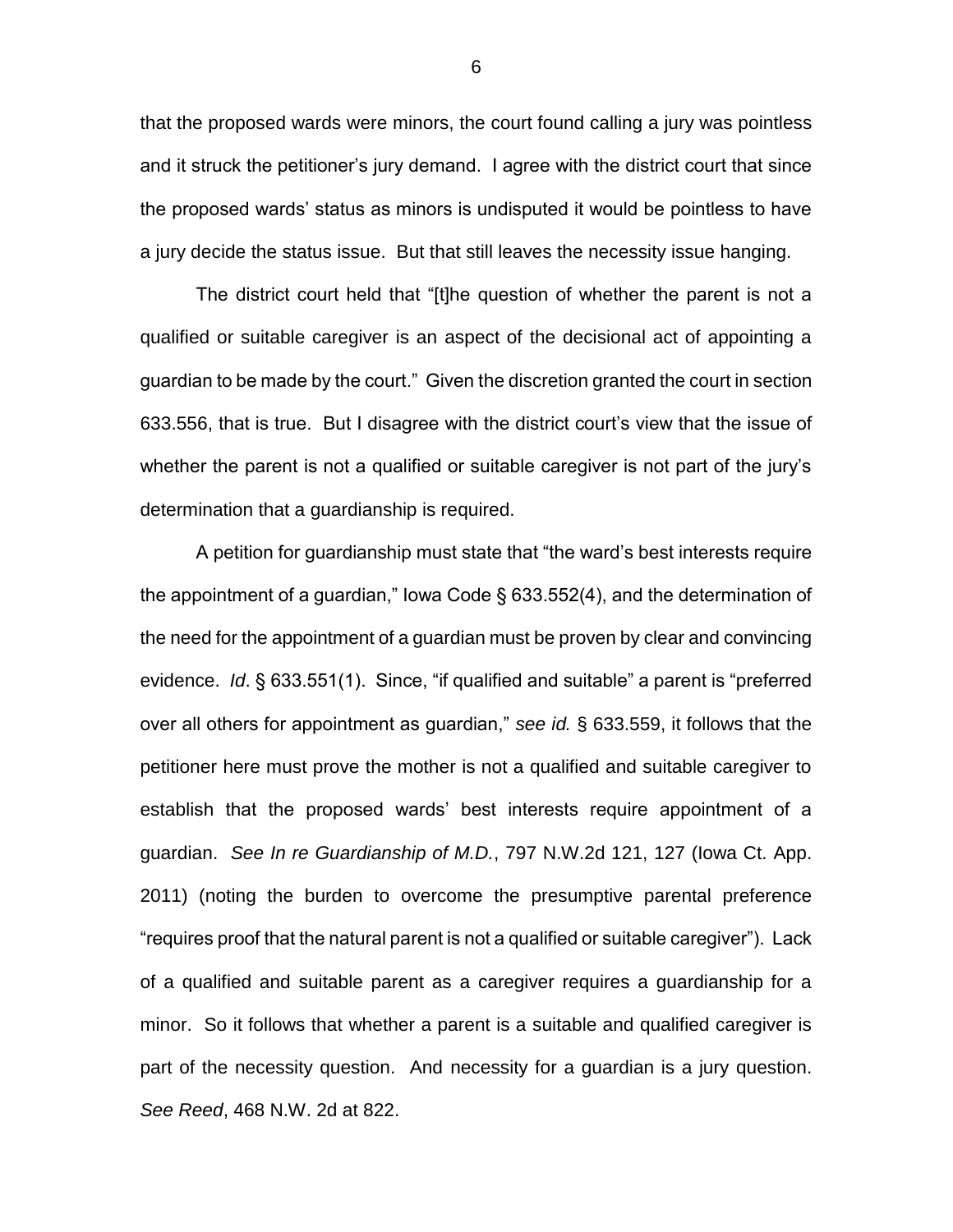that the proposed wards were minors, the court found calling a jury was pointless and it struck the petitioner's jury demand. I agree with the district court that since the proposed wards' status as minors is undisputed it would be pointless to have a jury decide the status issue. But that still leaves the necessity issue hanging.

The district court held that "[t]he question of whether the parent is not a qualified or suitable caregiver is an aspect of the decisional act of appointing a guardian to be made by the court." Given the discretion granted the court in section 633.556, that is true. But I disagree with the district court's view that the issue of whether the parent is not a qualified or suitable caregiver is not part of the jury's determination that a guardianship is required.

A petition for guardianship must state that "the ward's best interests require the appointment of a guardian," Iowa Code § 633.552(4), and the determination of the need for the appointment of a guardian must be proven by clear and convincing evidence. *Id*. § 633.551(1). Since, "if qualified and suitable" a parent is "preferred over all others for appointment as guardian," *see id.* § 633.559, it follows that the petitioner here must prove the mother is not a qualified and suitable caregiver to establish that the proposed wards' best interests require appointment of a guardian. *See In re Guardianship of M.D.*, 797 N.W.2d 121, 127 (Iowa Ct. App. 2011) (noting the burden to overcome the presumptive parental preference "requires proof that the natural parent is not a qualified or suitable caregiver"). Lack of a qualified and suitable parent as a caregiver requires a guardianship for a minor. So it follows that whether a parent is a suitable and qualified caregiver is part of the necessity question. And necessity for a guardian is a jury question. *See Reed*, 468 N.W. 2d at 822.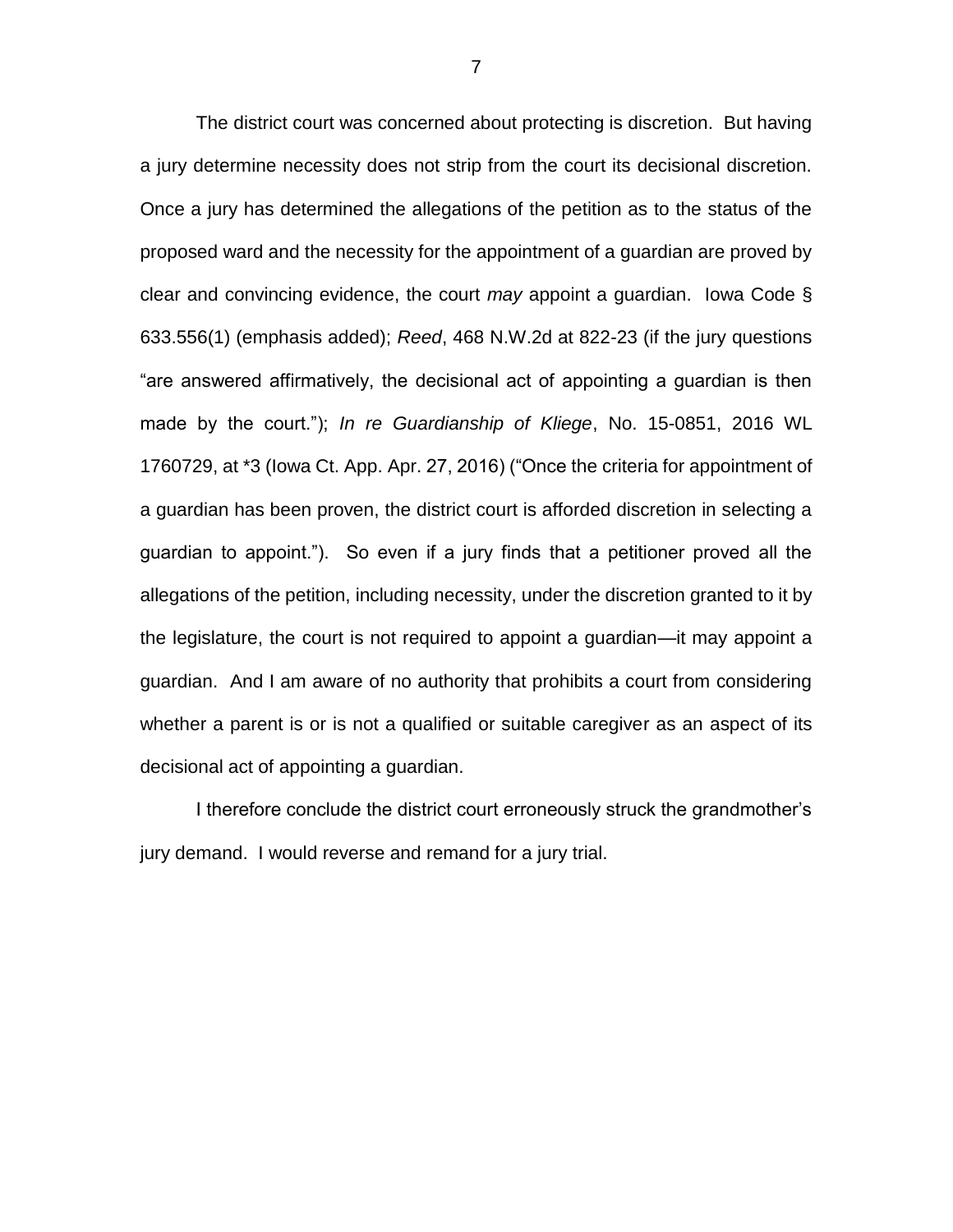The district court was concerned about protecting is discretion. But having a jury determine necessity does not strip from the court its decisional discretion. Once a jury has determined the allegations of the petition as to the status of the proposed ward and the necessity for the appointment of a guardian are proved by clear and convincing evidence, the court *may* appoint a guardian. Iowa Code § 633.556(1) (emphasis added); *Reed*, 468 N.W.2d at 822-23 (if the jury questions "are answered affirmatively, the decisional act of appointing a guardian is then made by the court."); *In re Guardianship of Kliege*, No. 15-0851, 2016 WL 1760729, at *3 (Iowa Ct. App. Apr. 27, 2016) ("Once the criteria for appointment of a guardian has been proven, the district court is afforded discretion in selecting a guardian to appoint."). So even if a jury finds that a petitioner proved all the allegations of the petition, including necessity, under the discretion granted to it by the legislature, the court is not required to appoint a guardian—it may appoint a guardian. And I am aware of no authority that prohibits a court from considering whether a parent is or is not a qualified or suitable caregiver as an aspect of its decisional act of appointing a guardian.

I therefore conclude the district court erroneously struck the grandmother's jury demand. I would reverse and remand for a jury trial.